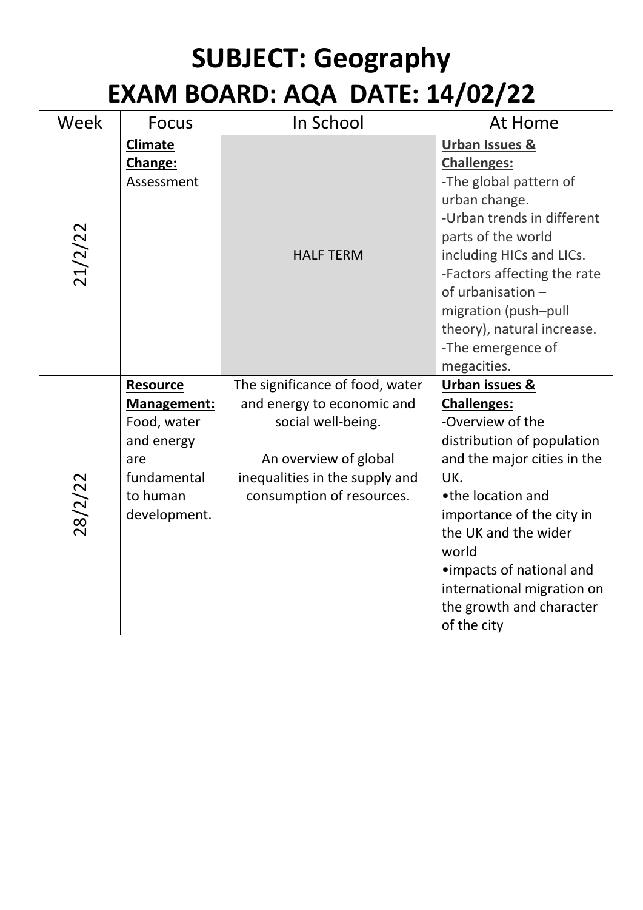# SUBJECT: Geography
# EXAM BOARD: AQA  DATE: 14/02/22

| Week | Focus | In School | At Home |
| --- | --- | --- | --- |
| 21/2/22 | **Climate Change:** Assessment | HALF TERM | **Urban Issues & Challenges:**<br>-The global pattern of urban change.<br>-Urban trends in different parts of the world including HICs and LICs.<br>-Factors affecting the rate of urbanisation – migration (push–pull theory), natural increase.<br>-The emergence of megacities. |
| 28/2/22 | **Resource Management:** Food, water and energy are fundamental to human development. | The significance of food, water and energy to economic and social well-being.<br><br>An overview of global inequalities in the supply and consumption of resources. | **Urban issues & Challenges:**<br>-Overview of the distribution of population and the major cities in the UK.<br>•the location and importance of the city in the UK and the wider world<br>•impacts of national and international migration on the growth and character of the city |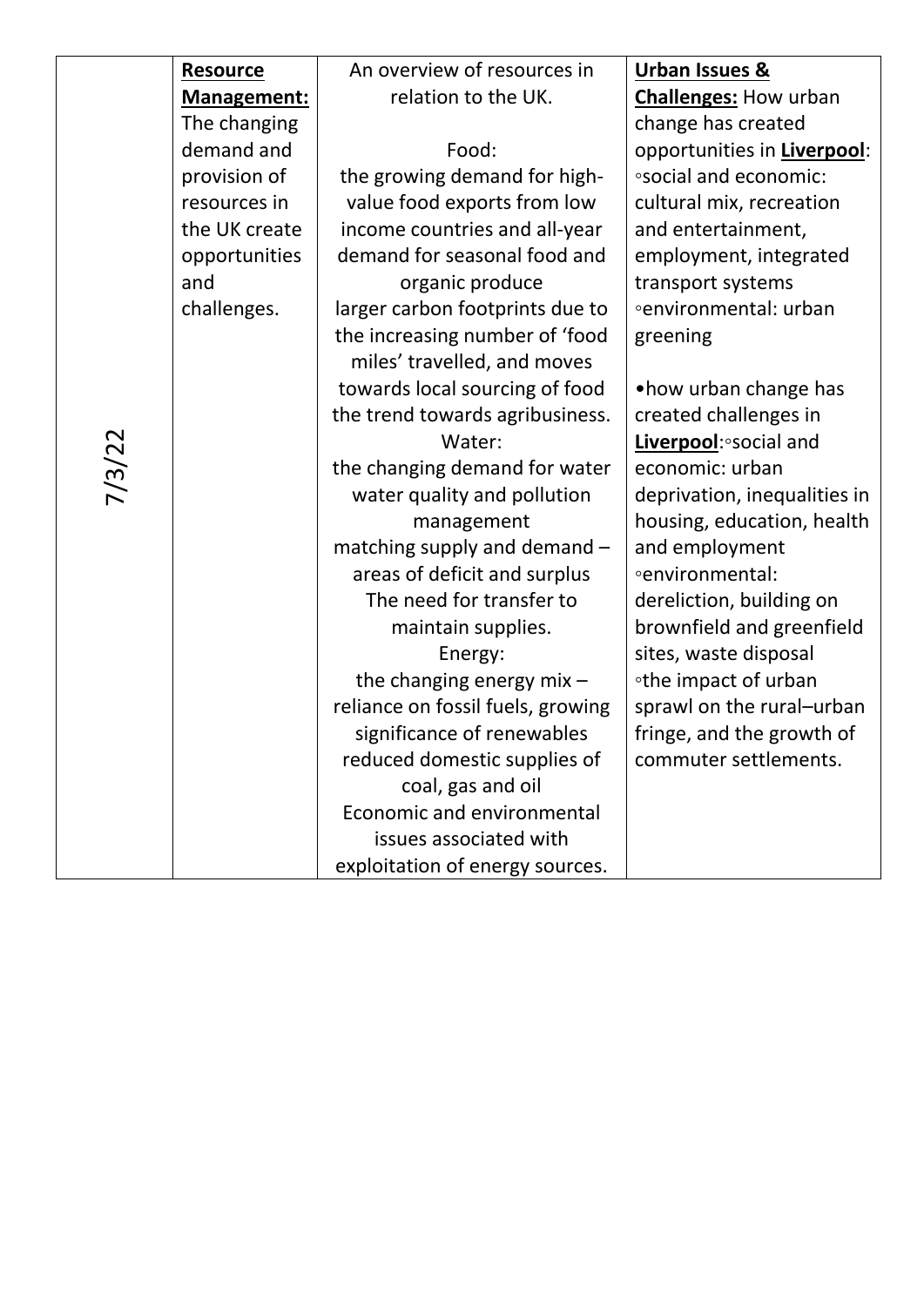| | | | |
|---|---|---|---|
| 7/3/22 | **Resource Management:** The changing demand and provision of resources in the UK create opportunities and challenges. | An overview of resources in relation to the UK.<br><br>Food:<br>the growing demand for high-value food exports from low income countries and all-year demand for seasonal food and organic produce<br>larger carbon footprints due to the increasing number of 'food miles' travelled, and moves towards local sourcing of food<br>the trend towards agribusiness.<br>Water:<br>the changing demand for water<br>water quality and pollution management<br>matching supply and demand – areas of deficit and surplus<br>The need for transfer to maintain supplies.<br>Energy:<br>the changing energy mix – reliance on fossil fuels, growing significance of renewables<br>reduced domestic supplies of coal, gas and oil<br>Economic and environmental issues associated with exploitation of energy sources. | **Urban Issues & Challenges:** How urban change has created opportunities in **Liverpool**:<br>◦social and economic: cultural mix, recreation and entertainment, employment, integrated transport systems<br>◦environmental: urban greening<br><br>•how urban change has created challenges in **Liverpool**:◦social and economic: urban deprivation, inequalities in housing, education, health and employment<br>◦environmental: dereliction, building on brownfield and greenfield sites, waste disposal<br>◦the impact of urban sprawl on the rural–urban fringe, and the growth of commuter settlements. |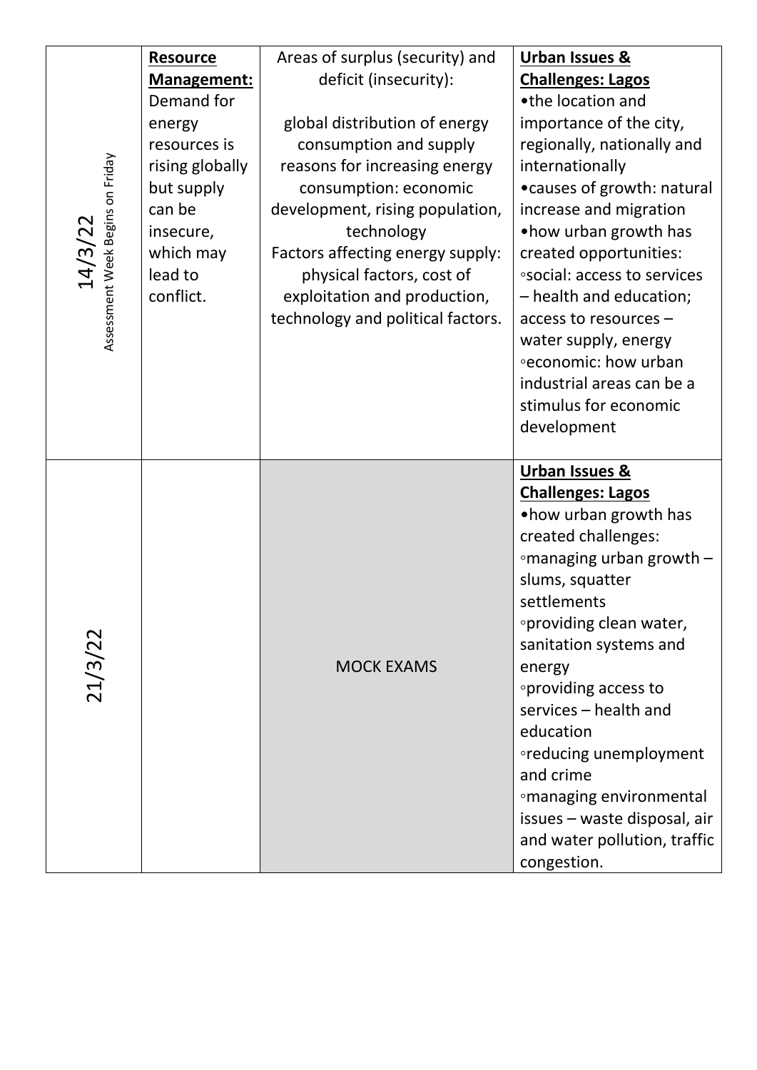| | | | |
|---|---|---|---|
| 14/3/22 Assessment Week Begins on Friday | **Resource Management:** Demand for energy resources is rising globally but supply can be insecure, which may lead to conflict. | Areas of surplus (security) and deficit (insecurity):<br><br>global distribution of energy consumption and supply reasons for increasing energy consumption: economic development, rising population, technology Factors affecting energy supply: physical factors, cost of exploitation and production, technology and political factors. | **Urban Issues & Challenges: Lagos**<br>•the location and importance of the city, regionally, nationally and internationally<br>•causes of growth: natural increase and migration<br>•how urban growth has created opportunities:<br>◦social: access to services – health and education; access to resources – water supply, energy<br>◦economic: how urban industrial areas can be a stimulus for economic development |
| 21/3/22 | | MOCK EXAMS | **Urban Issues & Challenges: Lagos**<br>•how urban growth has created challenges:<br>◦managing urban growth – slums, squatter settlements<br>◦providing clean water, sanitation systems and energy<br>◦providing access to services – health and education<br>◦reducing unemployment and crime<br>◦managing environmental issues – waste disposal, air and water pollution, traffic congestion. |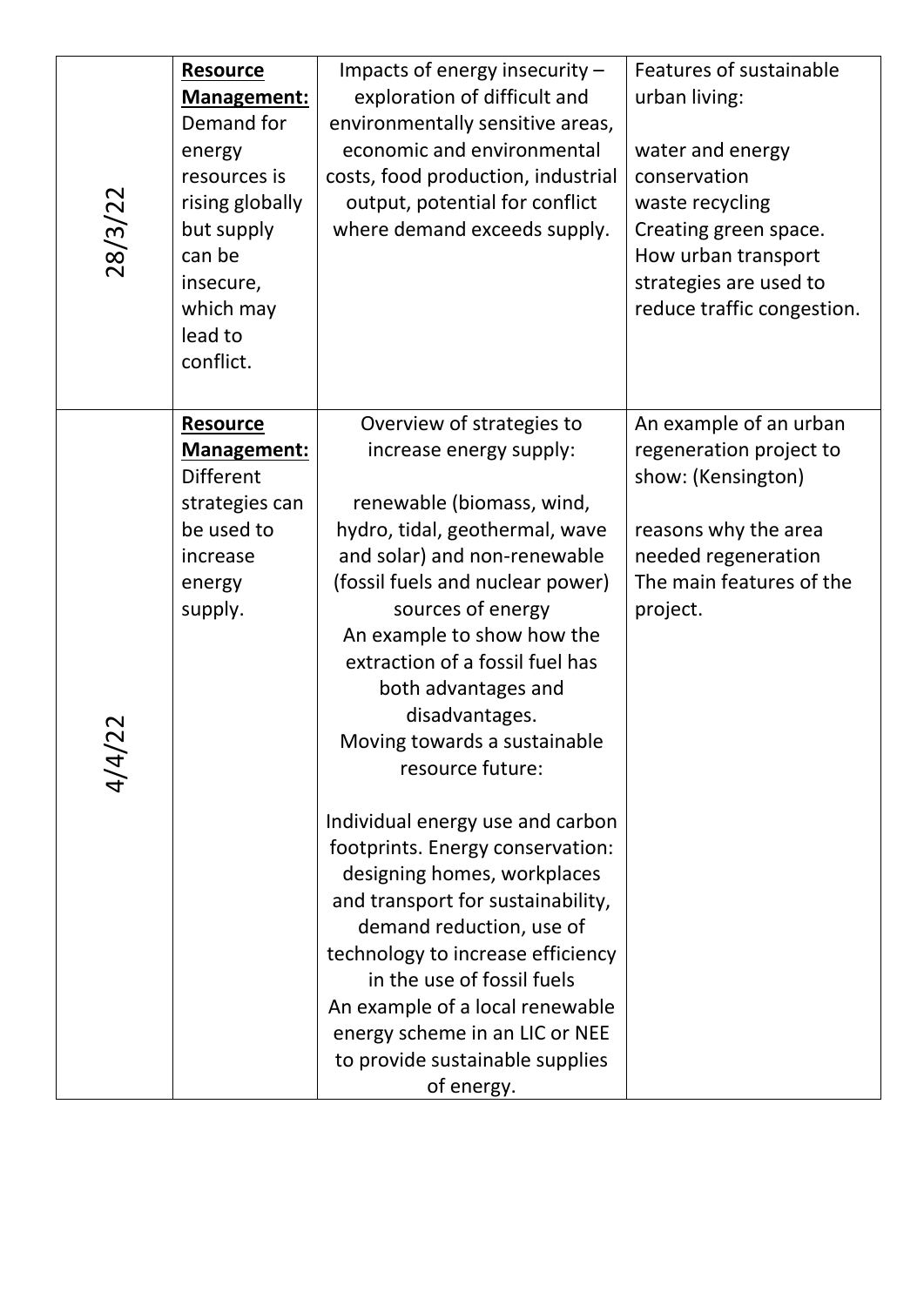| | | | |
|---|---|---|---|
| 28/3/22 | **Resource Management:** Demand for energy resources is rising globally but supply can be insecure, which may lead to conflict. | Impacts of energy insecurity – exploration of difficult and environmentally sensitive areas, economic and environmental costs, food production, industrial output, potential for conflict where demand exceeds supply. | Features of sustainable urban living:<br><br>water and energy conservation<br>waste recycling<br>Creating green space.<br>How urban transport strategies are used to reduce traffic congestion. |
| 4/4/22 | **Resource Management:** Different strategies can be used to increase energy supply. | Overview of strategies to increase energy supply:<br><br>renewable (biomass, wind, hydro, tidal, geothermal, wave and solar) and non-renewable (fossil fuels and nuclear power) sources of energy<br>An example to show how the extraction of a fossil fuel has both advantages and disadvantages.<br>Moving towards a sustainable resource future:<br><br>Individual energy use and carbon footprints. Energy conservation: designing homes, workplaces and transport for sustainability, demand reduction, use of technology to increase efficiency in the use of fossil fuels<br>An example of a local renewable energy scheme in an LIC or NEE to provide sustainable supplies of energy. | An example of an urban regeneration project to show: (Kensington)<br><br>reasons why the area needed regeneration<br>The main features of the project. |